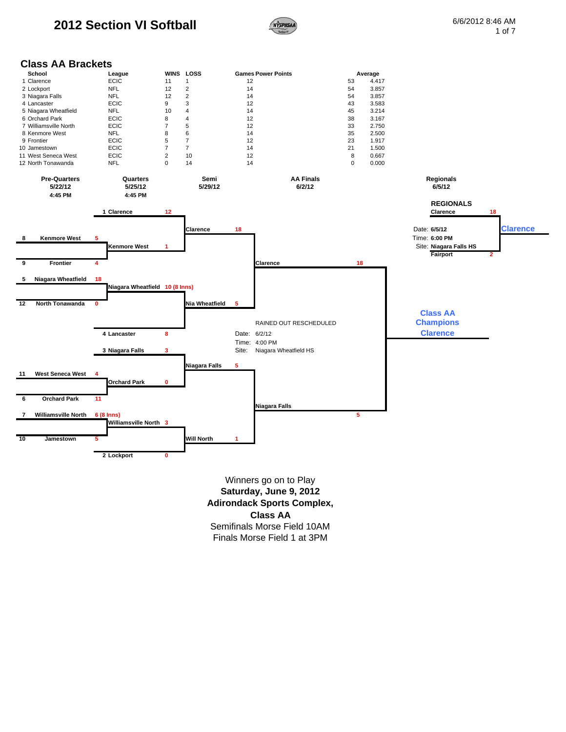# 2012 Section VI Softball

6/6/2012 8:46 AM

## Class AA Brackets

| School | League | WINS | LOSS | Games | Power Points | Average |
|---|---|---|---|---|---|---|
| 1 Clarence | ECIC | 11 | 1 | 12 | 53 | 4.417 |
| 2 Lockport | NFL | 12 | 2 | 14 | 54 | 3.857 |
| 3 Niagara Falls | NFL | 12 | 2 | 14 | 54 | 3.857 |
| 4 Lancaster | ECIC | 9 | 3 | 12 | 43 | 3.583 |
| 5 Niagara Wheatfield | NFL | 10 | 4 | 14 | 45 | 3.214 |
| 6 Orchard Park | ECIC | 8 | 4 | 12 | 38 | 3.167 |
| 7 Williamsville North | ECIC | 7 | 5 | 12 | 33 | 2.750 |
| 8 Kenmore West | NFL | 8 | 6 | 14 | 35 | 2.500 |
| 9 Frontier | ECIC | 5 | 7 | 12 | 23 | 1.917 |
| 10 Jamestown | ECIC | 7 | 7 | 14 | 21 | 1.500 |
| 11 West Seneca West | ECIC | 2 | 10 | 12 | 8 | 0.667 |
| 12 North Tonawanda | NFL | 0 | 14 | 14 | 0 | 0.000 |

| Pre-Quarters | Quarters | Semi | AA Finals | Regionals |
|---|---|---|---|---|
| 5/22/12 | 5/25/12 | 5/29/12 | 6/2/12 | 6/5/12 |
| 4:45 PM | 4:45 PM | | | |

### Pre-Quarters (5/22/12)

- 8 Kenmore West 5 vs. 9 Frontier 4
- 5 Niagara Wheatfield 18 vs. 12 North Tonawanda 0
- 11 West Seneca West 4 vs. 6 Orchard Park 11
- 7 Williamsville North 6 (8 Inns) vs. 10 Jamestown 5

### Quarters (5/25/12)

- 1 Clarence 12 vs. Kenmore West 1
- Niagara Wheatfield 10 (8 Inns) vs. 4 Lancaster 8
- 3 Niagara Falls 3 vs. Orchard Park 0
- Williamsville North 3 vs. 2 Lockport 0

### Semi (5/29/12)

- Clarence 18 vs. Nia Wheatfield 5
- Niagara Falls 5 vs. Will North 1

### AA Finals (6/2/12)

- Clarence 18 vs. Niagara Falls 5

RAINED OUT RESCHEDULED
Date: 6/2/12
Time: 4:00 PM
Site: Niagara Wheatfield HS

**Class AA Champions**
**Clarence**

### REGIONALS

- Clarence 18
- Fairport 2

Date: **6/5/12**
Time: **6:00 PM**
Site: **Niagara Falls HS**

Winner: **Clarence**

Winners go on to Play
**Saturday, June 9, 2012**
**Adirondack Sports Complex,**
**Class AA**
Semifinals Morse Field 10AM
Finals Morse Field 1 at 3PM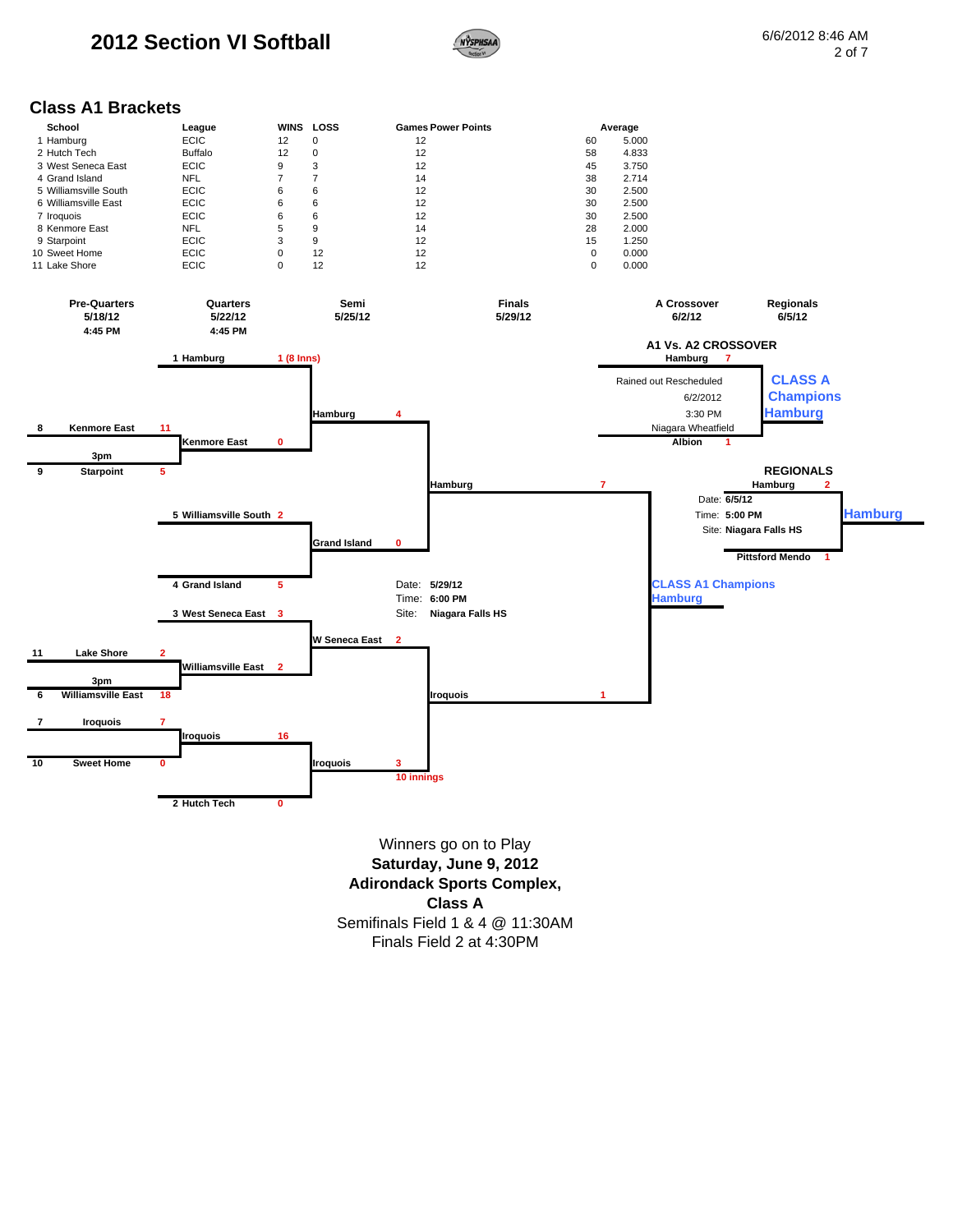# 2012 Section VI Softball

## Class A1 Brackets

| School | League | WINS | LOSS | Games | Power Points | Average |
|---|---|---|---|---|---|---|
| 1 Hamburg | ECIC | 12 | 0 | 12 | 60 | 5.000 |
| 2 Hutch Tech | Buffalo | 12 | 0 | 12 | 58 | 4.833 |
| 3 West Seneca East | ECIC | 9 | 3 | 12 | 45 | 3.750 |
| 4 Grand Island | NFL | 7 | 7 | 14 | 38 | 2.714 |
| 5 Williamsville South | ECIC | 6 | 6 | 12 | 30 | 2.500 |
| 6 Williamsville East | ECIC | 6 | 6 | 12 | 30 | 2.500 |
| 7 Iroquois | ECIC | 6 | 6 | 12 | 30 | 2.500 |
| 8 Kenmore East | NFL | 5 | 9 | 14 | 28 | 2.000 |
| 9 Starpoint | ECIC | 3 | 9 | 12 | 15 | 1.250 |
| 10 Sweet Home | ECIC | 0 | 12 | 12 | 0 | 0.000 |
| 11 Lake Shore | ECIC | 0 | 12 | 12 | 0 | 0.000 |

| Pre-Quarters | Quarters | Semi | Finals | A Crossover | Regionals |
|---|---|---|---|---|---|
| 5/18/12 | 5/22/12 | 5/25/12 | 5/29/12 | 6/2/12 | 6/5/12 |
| 4:45 PM | 4:45 PM | | | | |

### Pre-Quarters (3pm)
- 8 Kenmore East 11 vs. 9 Starpoint 5
- 11 Lake Shore 2 vs. 6 Williamsville East 18
- 7 Iroquois 7 vs. 10 Sweet Home 0

### Quarters
- 1 Hamburg 1 (8 Inns) vs. Kenmore East 0
- 5 Williamsville South 2 vs. 4 Grand Island 5
- 3 West Seneca East 3 vs. Williamsville East 2
- Iroquois 16 vs. 2 Hutch Tech 0

### Semi
- Hamburg 4 vs. Grand Island 0
- W Seneca East 2 vs. Iroquois 3 (10 innings)

### Finals
- Hamburg 7 vs. Iroquois 1

Date: 5/29/12
Time: 6:00 PM
Site: Niagara Falls HS

**CLASS A1 Champions**
**Hamburg**

### A1 Vs. A2 CROSSOVER
- Hamburg 7
- Albion 1

Rained out Rescheduled
6/2/2012
3:30 PM
Niagara Wheatfield

**CLASS A Champions**
**Hamburg**

### REGIONALS
- Hamburg 2
- Pittsford Mendo 1

Date: 6/5/12
Time: 5:00 PM
Site: Niagara Falls HS

**Hamburg**

Winners go on to Play
**Saturday, June 9, 2012**
**Adirondack Sports Complex,**
**Class A**
Semifinals Field 1 & 4 @ 11:30AM
Finals Field 2 at 4:30PM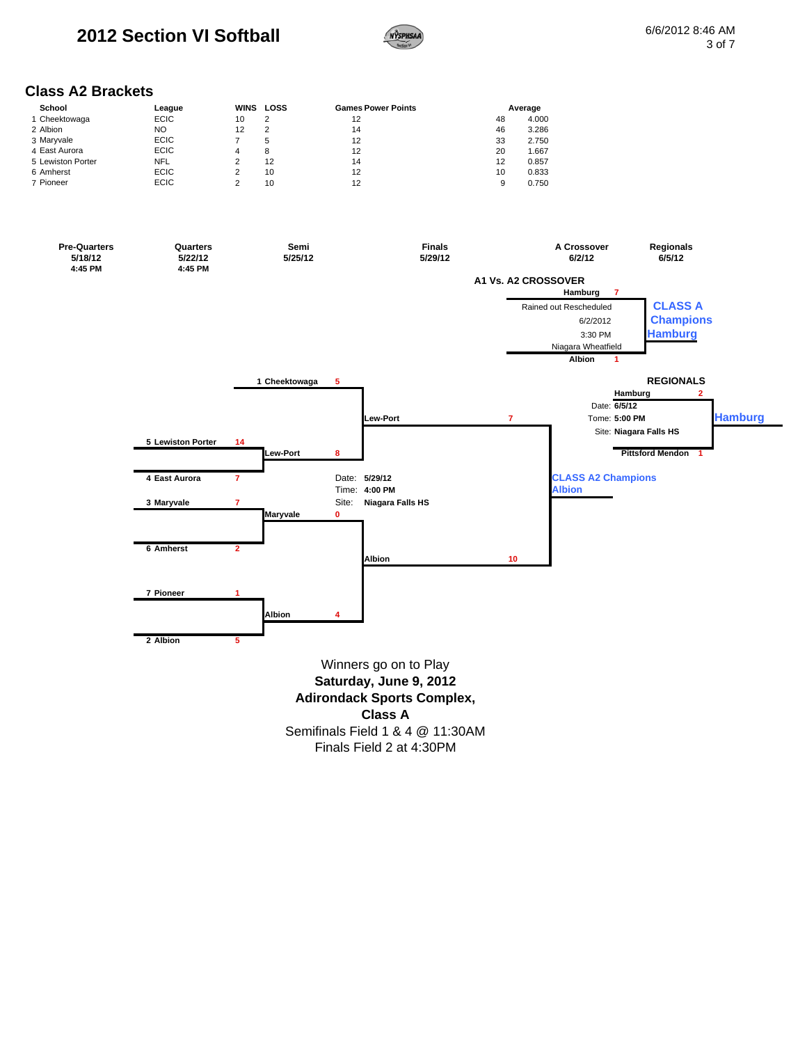# 2012 Section VI Softball

## Class A2 Brackets

| School | League | WINS | LOSS | Games | Power Points | Average |
|---|---|---|---|---|---|---|
| 1 Cheektowaga | ECIC | 10 | 2 | 12 | 48 | 4.000 |
| 2 Albion | NO | 12 | 2 | 14 | 46 | 3.286 |
| 3 Maryvale | ECIC | 7 | 5 | 12 | 33 | 2.750 |
| 4 East Aurora | ECIC | 4 | 8 | 12 | 20 | 1.667 |
| 5 Lewiston Porter | NFL | 2 | 12 | 14 | 12 | 0.857 |
| 6 Amherst | ECIC | 2 | 10 | 12 | 10 | 0.833 |
| 7 Pioneer | ECIC | 2 | 10 | 12 | 9 | 0.750 |

| Pre-Quarters | Quarters | Semi | Finals | A Crossover | Regionals |
|---|---|---|---|---|---|
| 5/18/12 4:45 PM | 5/22/12 4:45 PM | 5/25/12 | 5/29/12 | 6/2/12 | 6/5/12 |

### Pre-Quarters
- 5 Lewiston Porter 14 vs. 4 East Aurora 7
- 3 Maryvale 7 vs. 6 Amherst 2
- 7 Pioneer 1 vs. 2 Albion 5

### Quarters / Semi
- 1 Cheektowaga 5 vs. Lew-Port 8
- Maryvale 0 vs. Albion 4

### Finals
- Lew-Port 7 vs. Albion 10

Date: 5/29/12
Time: 4:00 PM
Site: Niagara Falls HS

**CLASS A2 Champions Albion**

### A1 Vs. A2 CROSSOVER
- Hamburg 7
- Albion 1

Rained out Rescheduled
6/2/2012
3:30 PM
Niagara Wheatfield

**CLASS A Champions Hamburg**

### REGIONALS
- Hamburg 2
- Pittsford Mendon 1

Date: 6/5/12
Tome: 5:00 PM
Site: Niagara Falls HS

**Hamburg**

Winners go on to Play
**Saturday, June 9, 2012**
**Adirondack Sports Complex,**
**Class A**
Semifinals Field 1 & 4 @ 11:30AM
Finals Field 2 at 4:30PM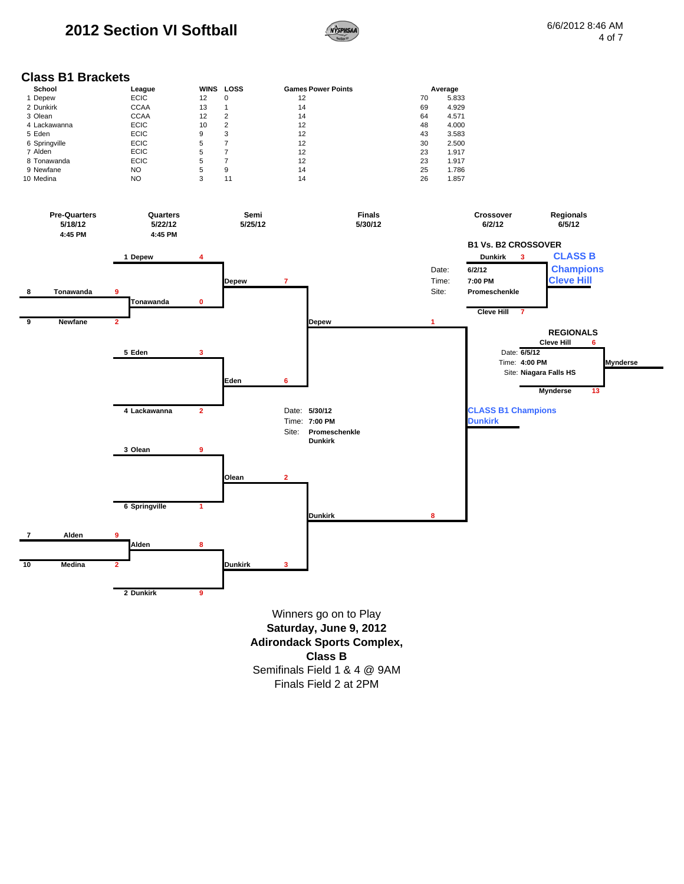# 2012 Section VI Softball

6/6/2012 8:46 AM

## Class B1 Brackets

| School | League | WINS | LOSS | Games | Power Points | Average |
|---|---|---|---|---|---|---|
| 1 Depew | ECIC | 12 | 0 | 12 | 70 | 5.833 |
| 2 Dunkirk | CCAA | 13 | 1 | 14 | 69 | 4.929 |
| 3 Olean | CCAA | 12 | 2 | 14 | 64 | 4.571 |
| 4 Lackawanna | ECIC | 10 | 2 | 12 | 48 | 4.000 |
| 5 Eden | ECIC | 9 | 3 | 12 | 43 | 3.583 |
| 6 Springville | ECIC | 5 | 7 | 12 | 30 | 2.500 |
| 7 Alden | ECIC | 5 | 7 | 12 | 23 | 1.917 |
| 8 Tonawanda | ECIC | 5 | 7 | 12 | 23 | 1.917 |
| 9 Newfane | NO | 5 | 9 | 14 | 25 | 1.786 |
| 10 Medina | NO | 3 | 11 | 14 | 26 | 1.857 |

| Round | Date | Time |
|---|---|---|
| Pre-Quarters | 5/18/12 | 4:45 PM |
| Quarters | 5/22/12 | 4:45 PM |
| Semi | 5/25/12 | |
| Finals | 5/30/12 | |
| Crossover | 6/2/12 | |
| Regionals | 6/5/12 | |

### Pre-Quarters
- 8 Tonawanda 9 vs. 9 Newfane 2
- 7 Alden 9 vs. 10 Medina 2

### Quarters
- 1 Depew 4 vs. Tonawanda 0
- 5 Eden 3 vs. 4 Lackawanna 2
- 3 Olean 9 vs. 6 Springville 1
- Alden 8 vs. 2 Dunkirk 9

### Semi
- Depew 7 vs. Eden 6
- Olean 2 vs. Dunkirk 3

### Finals
- Depew 1 vs. Dunkirk 8

Date: 5/30/12
Time: 7:00 PM
Site: Promeschenkle Dunkirk

**CLASS B1 Champions**
**Dunkirk**

### B1 Vs. B2 CROSSOVER
- Dunkirk 3 vs. Cleve Hill 7

Date: 6/2/12
Time: 7:00 PM
Site: Promeschenkle

**CLASS B Champions**
**Cleve Hill**

### REGIONALS
- Cleve Hill 6 vs. Mynderse 13

Date: 6/5/12
Time: 4:00 PM
Site: Niagara Falls HS

Winner: Mynderse

Winners go on to Play
**Saturday, June 9, 2012**
**Adirondack Sports Complex,**
**Class B**
Semifinals Field 1 & 4 @ 9AM
Finals Field 2 at 2PM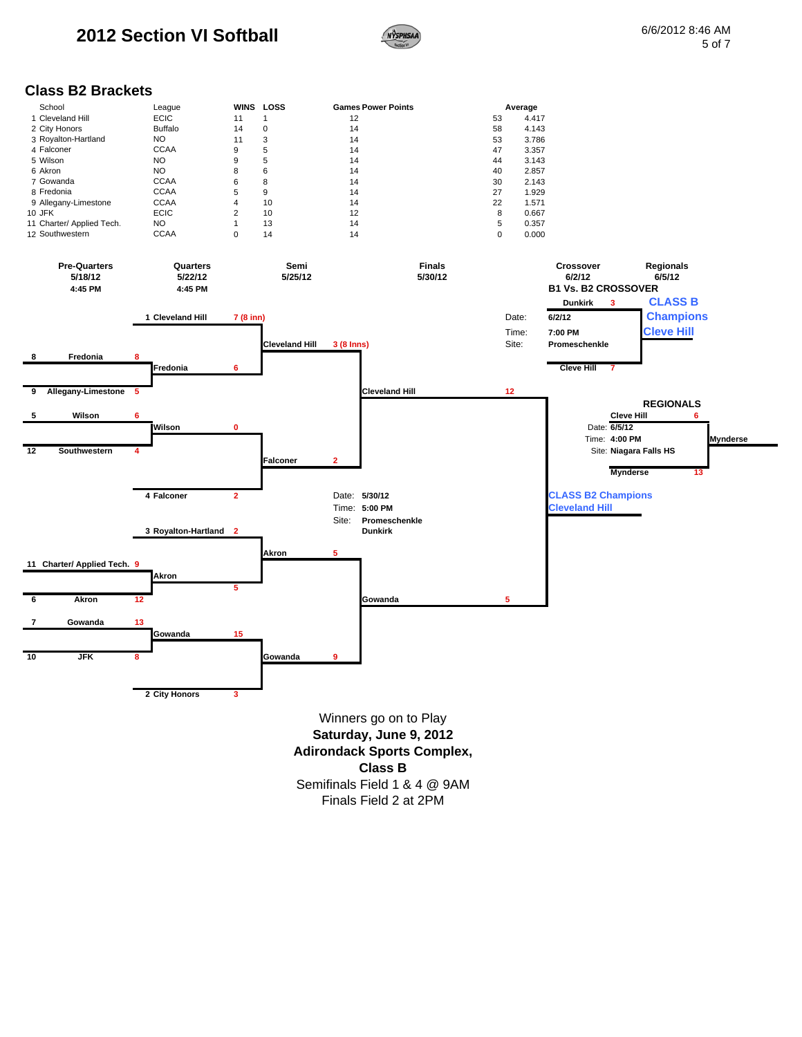# 2012 Section VI Softball

## Class B2 Brackets

| | School | League | WINS | LOSS | Games | Power Points | Average |
|---|---|---|---|---|---|---|---|
| 1 | Cleveland Hill | ECIC | 11 | 1 | 12 | 53 | 4.417 |
| 2 | City Honors | Buffalo | 14 | 0 | 14 | 58 | 4.143 |
| 3 | Royalton-Hartland | NO | 11 | 3 | 14 | 53 | 3.786 |
| 4 | Falconer | CCAA | 9 | 5 | 14 | 47 | 3.357 |
| 5 | Wilson | NO | 9 | 5 | 14 | 44 | 3.143 |
| 6 | Akron | NO | 8 | 6 | 14 | 40 | 2.857 |
| 7 | Gowanda | CCAA | 6 | 8 | 14 | 30 | 2.143 |
| 8 | Fredonia | CCAA | 5 | 9 | 14 | 27 | 1.929 |
| 9 | Allegany-Limestone | CCAA | 4 | 10 | 14 | 22 | 1.571 |
| 10 | JFK | ECIC | 2 | 10 | 12 | 8 | 0.667 |
| 11 | Charter/ Applied Tech. | NO | 1 | 13 | 14 | 5 | 0.357 |
| 12 | Southwestern | CCAA | 0 | 14 | 14 | 0 | 0.000 |

**Pre-Quarters** 5/18/12 4:45 PM

- 8 Fredonia 8 vs. 9 Allegany-Limestone 5
- 5 Wilson 6 vs. 12 Southwestern 4
- 11 Charter/ Applied Tech. 9 vs. 6 Akron 12
- 7 Gowanda 13 vs. 10 JFK 8

**Quarters** 5/22/12 4:45 PM

- 1 Cleveland Hill 7 (8 inn) vs. Fredonia 6
- Wilson 0 vs. 4 Falconer 2
- 3 Royalton-Hartland 2 vs. Akron 5
- Gowanda 15 vs. 2 City Honors 3

**Semi** 5/25/12

- Cleveland Hill 3 (8 Inns) vs. Falconer 2
- Akron 5 vs. Gowanda 9

**Finals** 5/30/12

- Cleveland Hill 12 vs. Gowanda 5

Date: 5/30/12
Time: 5:00 PM
Site: Promeschenkle Dunkirk

**CLASS B2 Champions**
**Cleveland Hill**

**Crossover** 6/2/12

**B1 Vs. B2 CROSSOVER**

- Dunkirk 3
- Cleve Hill 7

Date: 6/2/12
Time: 7:00 PM
Site: Promeschenkle

**CLASS B Champions**
**Cleve Hill**

**Regionals** 6/5/12

**REGIONALS**

- Cleve Hill 6
- Mynderse 13

Date: 6/5/12
Time: 4:00 PM
Site: Niagara Falls HS

Mynderse

Winners go on to Play
**Saturday, June 9, 2012**
**Adirondack Sports Complex,**
**Class B**
Semifinals Field 1 & 4 @ 9AM
Finals Field 2 at 2PM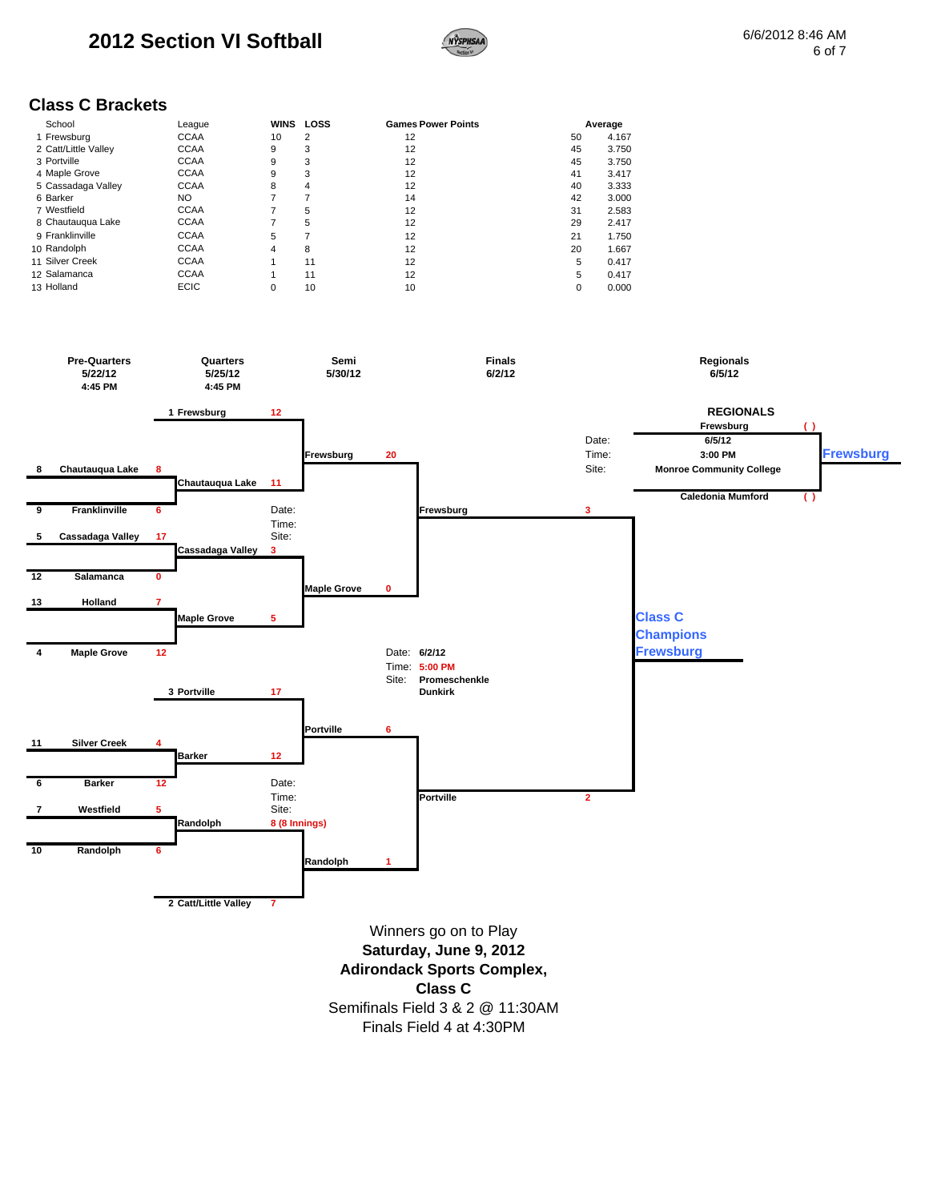# 2012 Section VI Softball

6/6/2012 8:46 AM

## Class C Brackets

| | School | League | WINS | LOSS | Games | Power Points | Average |
|---|---|---|---|---|---|---|---|
| 1 | Frewsburg | CCAA | 10 | 2 | 12 | 50 | 4.167 |
| 2 | Catt/Little Valley | CCAA | 9 | 3 | 12 | 45 | 3.750 |
| 3 | Portville | CCAA | 9 | 3 | 12 | 45 | 3.750 |
| 4 | Maple Grove | CCAA | 9 | 3 | 12 | 41 | 3.417 |
| 5 | Cassadaga Valley | CCAA | 8 | 4 | 12 | 40 | 3.333 |
| 6 | Barker | NO | 7 | 7 | 14 | 42 | 3.000 |
| 7 | Westfield | CCAA | 7 | 5 | 12 | 31 | 2.583 |
| 8 | Chautauqua Lake | CCAA | 7 | 5 | 12 | 29 | 2.417 |
| 9 | Franklinville | CCAA | 5 | 7 | 12 | 21 | 1.750 |
| 10 | Randolph | CCAA | 4 | 8 | 12 | 20 | 1.667 |
| 11 | Silver Creek | CCAA | 1 | 11 | 12 | 5 | 0.417 |
| 12 | Salamanca | CCAA | 1 | 11 | 12 | 5 | 0.417 |
| 13 | Holland | ECIC | 0 | 10 | 10 | 0 | 0.000 |

### Pre-Quarters — 5/22/12, 4:45 PM

- 8 Chautauqua Lake 8 vs. 9 Franklinville 6
- 5 Cassadaga Valley 17 vs. 12 Salamanca 0
- 13 Holland 7 vs. 4 Maple Grove 12
- 11 Silver Creek 4 vs. 6 Barker 12
- 7 Westfield 5 vs. 10 Randolph 6

### Quarters — 5/25/12, 4:45 PM

- 1 Frewsburg 12 vs. Chautauqua Lake 11
- Cassadaga Valley 3 vs. Maple Grove 5
- 3 Portville 17 vs. Barker 12
- Randolph 8 (8 Innings) vs. 2 Catt/Little Valley 7

### Semi — 5/30/12

Date:
Time:
Site:

- Frewsburg 20 vs. Maple Grove 0
- Portville 6 vs. Randolph 1

### Finals — 6/2/12

Date: 6/2/12
Time: 5:00 PM
Site: Promeschenkle Dunkirk

- Frewsburg 3 vs. Portville 2

**Class C Champions Frewsburg**

### Regionals — 6/5/12

**REGIONALS**

Frewsburg ( )
Caledonia Mumford ( )

Date: 6/5/12
Time: 3:00 PM
Site: Monroe Community College

Winner: Frewsburg

Winners go on to Play
**Saturday, June 9, 2012**
**Adirondack Sports Complex,**
**Class C**
Semifinals Field 3 & 2 @ 11:30AM
Finals Field 4 at 4:30PM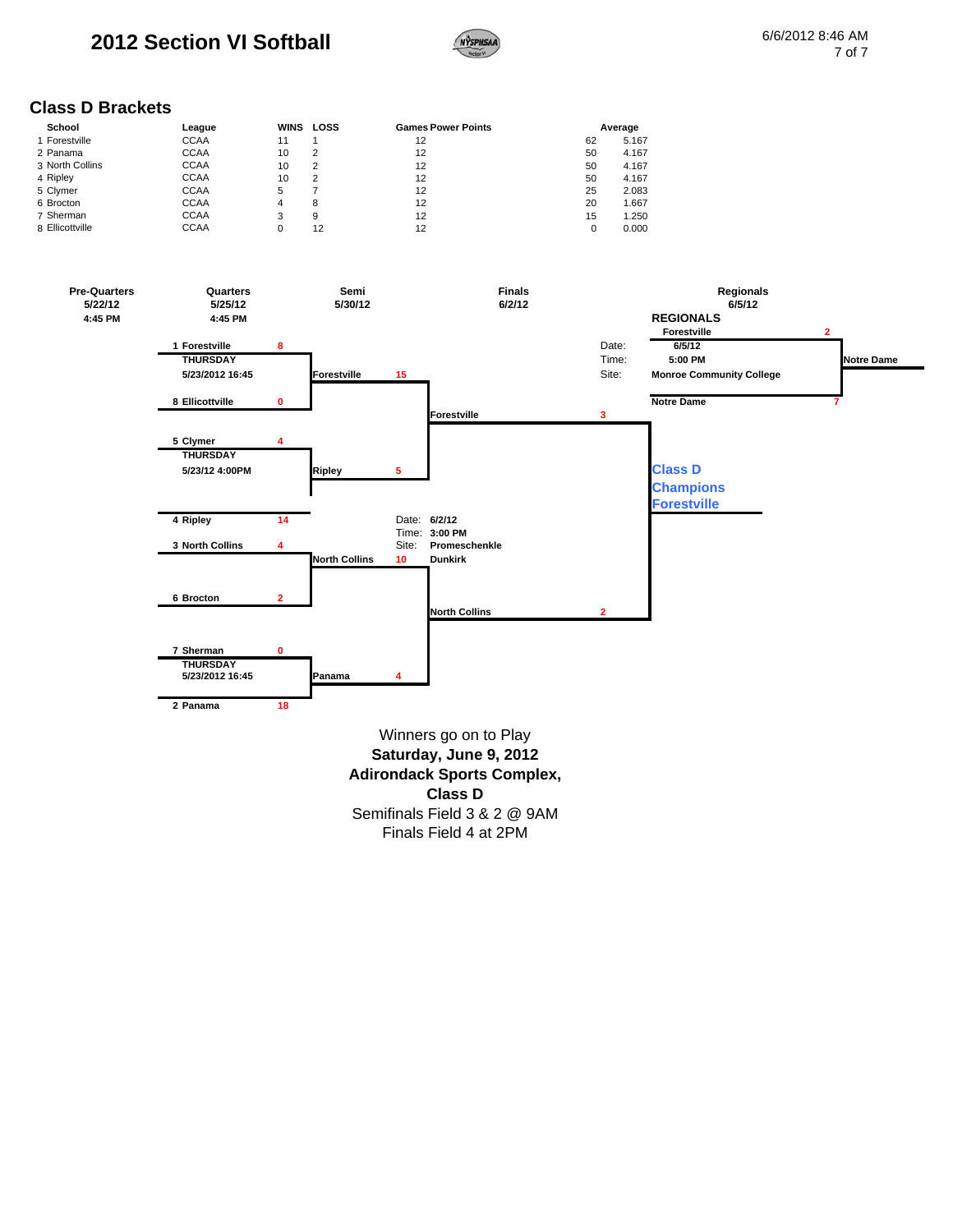# 2012 Section VI Softball

## Class D Brackets

| | School | League | WINS | LOSS | Games | Power Points | Average |
|---|---|---|---|---|---|---|---|
| 1 | Forestville | CCAA | 11 | 1 | 12 | 62 | 5.167 |
| 2 | Panama | CCAA | 10 | 2 | 12 | 50 | 4.167 |
| 3 | North Collins | CCAA | 10 | 2 | 12 | 50 | 4.167 |
| 4 | Ripley | CCAA | 10 | 2 | 12 | 50 | 4.167 |
| 5 | Clymer | CCAA | 5 | 7 | 12 | 25 | 2.083 |
| 6 | Brocton | CCAA | 4 | 8 | 12 | 20 | 1.667 |
| 7 | Sherman | CCAA | 3 | 9 | 12 | 15 | 1.250 |
| 8 | Ellicottville | CCAA | 0 | 12 | 12 | 0 | 0.000 |

**Pre-Quarters** 5/22/12 4:45 PM

**Quarters** 5/25/12 4:45 PM

**Semi** 5/30/12

**Finals** 6/2/12

**Regionals** 6/5/12

### Quarters

- 1 Forestville 8 vs. 8 Ellicottville 0 — THURSDAY 5/23/2012 16:45
- 5 Clymer 4 vs. 4 Ripley 14 — THURSDAY 5/23/12 4:00PM
- 3 North Collins 4 vs. 6 Brocton 2
- 7 Sherman 0 vs. 2 Panama 18 — THURSDAY 5/23/2012 16:45

### Semi

- Forestville 15 vs. Ripley 5
- North Collins 10 vs. Panama 4

### Finals

- Forestville 3 vs. North Collins 2

Date: 6/2/12
Time: 3:00 PM
Site: Promeschenkle Dunkirk

**Class D Champions Forestville**

### REGIONALS

- Forestville 2 vs. Notre Dame 7 — Winner: Notre Dame

Date: 6/5/12
Time: 5:00 PM
Site: Monroe Community College

Winners go on to Play
**Saturday, June 9, 2012**
**Adirondack Sports Complex,**
**Class D**
Semifinals Field 3 & 2 @ 9AM
Finals Field 4 at 2PM